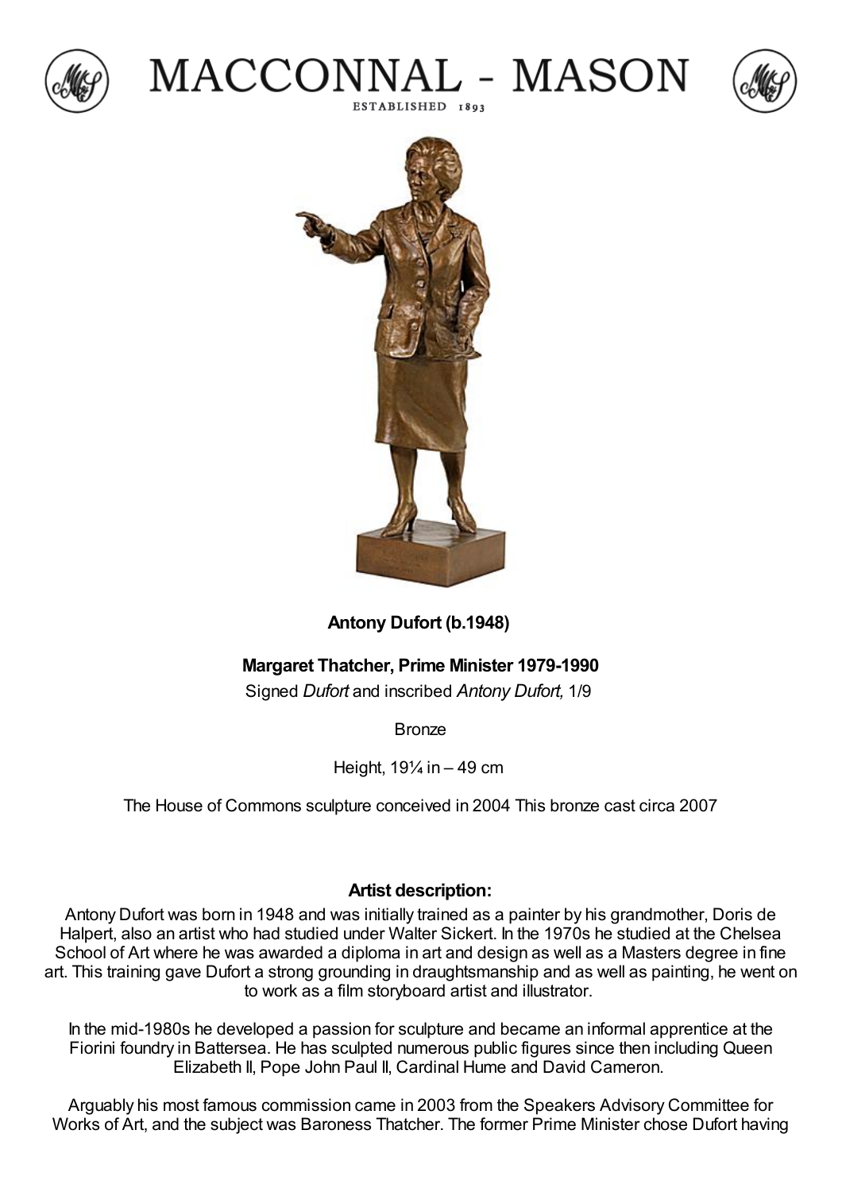# MACCONNAL - MASON

ESTABLISHED 1893

**Antony Dufort (b.1948)**

**Margaret Thatcher, Prime Minister 1979-1990**

Signed *Dufort* and inscribed *Antony Dufort,* 1/9

Bronze

Height, 19¼ in – 49 cm

The House of Commons sculpture conceived in 2004 This bronze cast circa 2007

### Artist description:

Antony Dufort was born in 1948 and was initially trained as a painter by his grandmother, Doris de Halpert, also an artist who had studied under Walter Sickert. In the 1970s he studied at the Chelsea School of Art where he was awarded a diploma in art and design as well as a Masters degree in fine art. This training gave Dufort a strong grounding in draughtsmanship and as well as painting, he went on to work as a film storyboard artist and illustrator.

In the mid-1980s he developed a passion for sculpture and became an informal apprentice at the Fiorini foundry in Battersea. He has sculpted numerous public figures since then including Queen Elizabeth II, Pope John Paul II, Cardinal Hume and David Cameron.

Arguably his most famous commission came in 2003 from the Speakers Advisory Committee for Works of Art, and the subject was Baroness Thatcher. The former Prime Minister chose Dufort having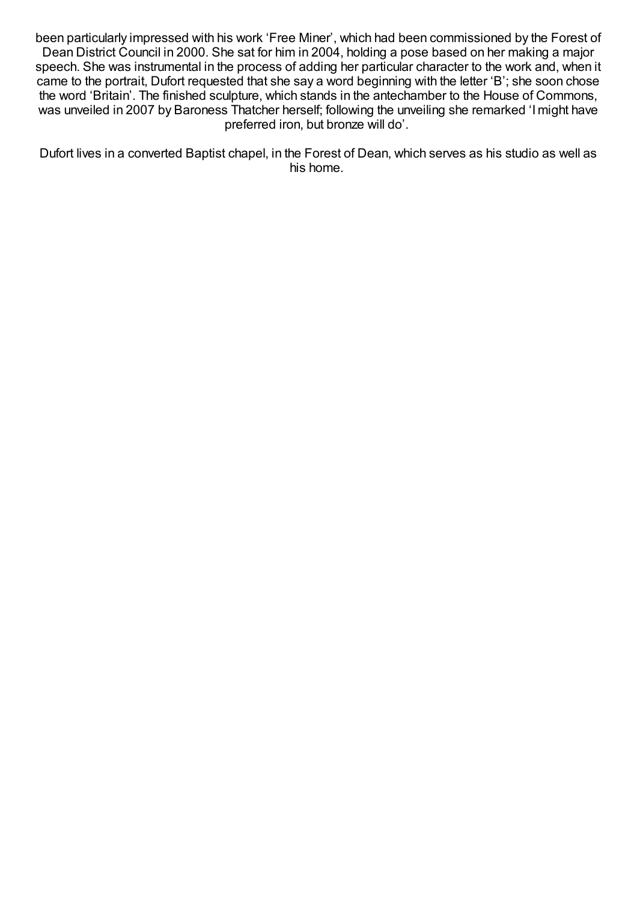been particularly impressed with his work 'Free Miner', which had been commissioned by the Forest of Dean District Council in 2000. She sat for him in 2004, holding a pose based on her making a major speech. She was instrumental in the process of adding her particular character to the work and, when it came to the portrait, Dufort requested that she say a word beginning with the letter 'B'; she soon chose the word 'Britain'. The finished sculpture, which stands in the antechamber to the House of Commons, was unveiled in 2007 by Baroness Thatcher herself; following the unveiling she remarked 'I might have preferred iron, but bronze will do'.

Dufort lives in a converted Baptist chapel, in the Forest of Dean, which serves as his studio as well as his home.